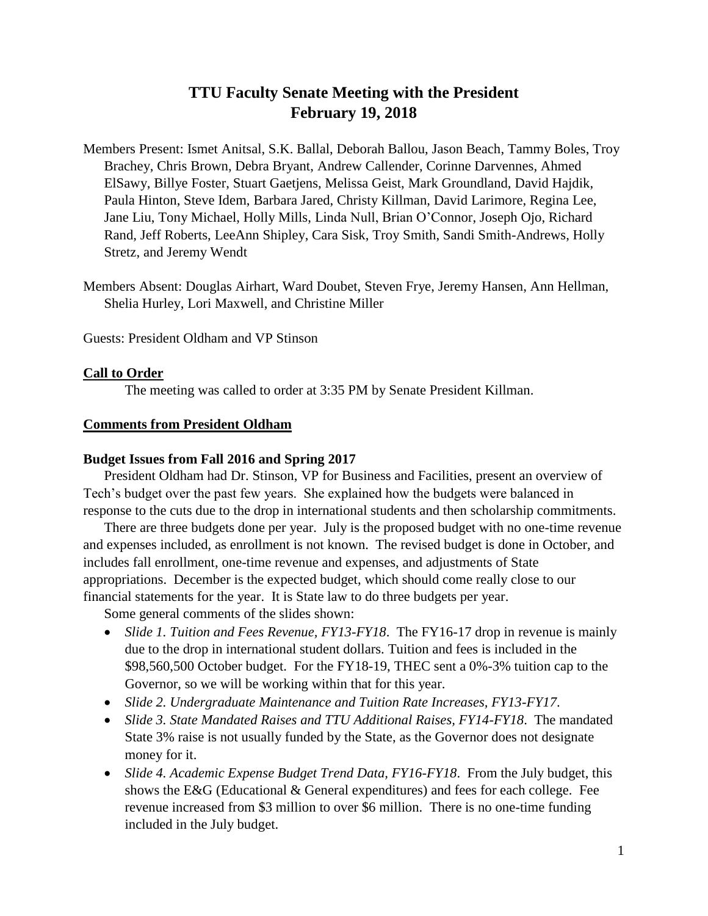# TTU Faculty Senate Meeting with the President
# February 19, 2018

Members Present: Ismet Anitsal, S.K. Ballal, Deborah Ballou, Jason Beach, Tammy Boles, Troy Brachey, Chris Brown, Debra Bryant, Andrew Callender, Corinne Darvennes, Ahmed ElSawy, Billye Foster, Stuart Gaetjens, Melissa Geist, Mark Groundland, David Hajdik, Paula Hinton, Steve Idem, Barbara Jared, Christy Killman, David Larimore, Regina Lee, Jane Liu, Tony Michael, Holly Mills, Linda Null, Brian O'Connor, Joseph Ojo, Richard Rand, Jeff Roberts, LeeAnn Shipley, Cara Sisk, Troy Smith, Sandi Smith-Andrews, Holly Stretz, and Jeremy Wendt

Members Absent: Douglas Airhart, Ward Doubet, Steven Frye, Jeremy Hansen, Ann Hellman, Shelia Hurley, Lori Maxwell, and Christine Miller

Guests: President Oldham and VP Stinson

**Call to Order**

The meeting was called to order at 3:35 PM by Senate President Killman.

**Comments from President Oldham**

**Budget Issues from Fall 2016 and Spring 2017**

President Oldham had Dr. Stinson, VP for Business and Facilities, present an overview of Tech's budget over the past few years. She explained how the budgets were balanced in response to the cuts due to the drop in international students and then scholarship commitments.

There are three budgets done per year. July is the proposed budget with no one-time revenue and expenses included, as enrollment is not known. The revised budget is done in October, and includes fall enrollment, one-time revenue and expenses, and adjustments of State appropriations. December is the expected budget, which should come really close to our financial statements for the year. It is State law to do three budgets per year.

Some general comments of the slides shown:

- *Slide 1. Tuition and Fees Revenue, FY13-FY18*. The FY16-17 drop in revenue is mainly due to the drop in international student dollars. Tuition and fees is included in the \$98,560,500 October budget. For the FY18-19, THEC sent a 0%-3% tuition cap to the Governor, so we will be working within that for this year.
- *Slide 2. Undergraduate Maintenance and Tuition Rate Increases, FY13-FY17*.
- *Slide 3. State Mandated Raises and TTU Additional Raises, FY14-FY18*. The mandated State 3% raise is not usually funded by the State, as the Governor does not designate money for it.
- *Slide 4. Academic Expense Budget Trend Data, FY16-FY18*. From the July budget, this shows the E&G (Educational & General expenditures) and fees for each college. Fee revenue increased from \$3 million to over \$6 million. There is no one-time funding included in the July budget.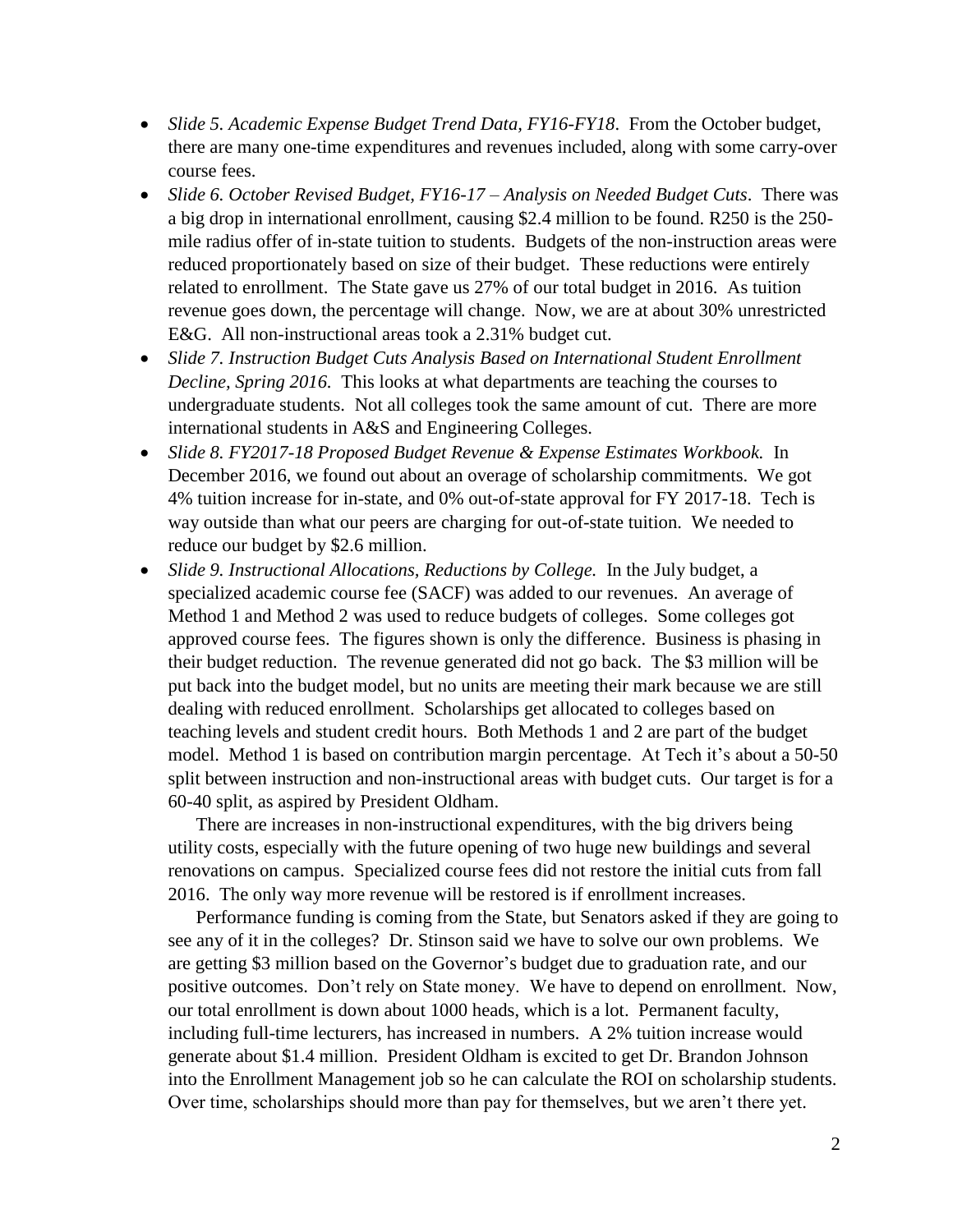- *Slide 5. Academic Expense Budget Trend Data, FY16-FY18*. From the October budget, there are many one-time expenditures and revenues included, along with some carry-over course fees.
- *Slide 6. October Revised Budget, FY16-17 – Analysis on Needed Budget Cuts*. There was a big drop in international enrollment, causing $2.4 million to be found. R250 is the 250-mile radius offer of in-state tuition to students. Budgets of the non-instruction areas were reduced proportionately based on size of their budget. These reductions were entirely related to enrollment. The State gave us 27% of our total budget in 2016. As tuition revenue goes down, the percentage will change. Now, we are at about 30% unrestricted E&G. All non-instructional areas took a 2.31% budget cut.
- *Slide 7. Instruction Budget Cuts Analysis Based on International Student Enrollment Decline, Spring 2016.* This looks at what departments are teaching the courses to undergraduate students. Not all colleges took the same amount of cut. There are more international students in A&S and Engineering Colleges.
- *Slide 8. FY2017-18 Proposed Budget Revenue & Expense Estimates Workbook.* In December 2016, we found out about an overage of scholarship commitments. We got 4% tuition increase for in-state, and 0% out-of-state approval for FY 2017-18. Tech is way outside than what our peers are charging for out-of-state tuition. We needed to reduce our budget by $2.6 million.
- *Slide 9. Instructional Allocations, Reductions by College.* In the July budget, a specialized academic course fee (SACF) was added to our revenues. An average of Method 1 and Method 2 was used to reduce budgets of colleges. Some colleges got approved course fees. The figures shown is only the difference. Business is phasing in their budget reduction. The revenue generated did not go back. The $3 million will be put back into the budget model, but no units are meeting their mark because we are still dealing with reduced enrollment. Scholarships get allocated to colleges based on teaching levels and student credit hours. Both Methods 1 and 2 are part of the budget model. Method 1 is based on contribution margin percentage. At Tech it's about a 50-50 split between instruction and non-instructional areas with budget cuts. Our target is for a 60-40 split, as aspired by President Oldham.

  There are increases in non-instructional expenditures, with the big drivers being utility costs, especially with the future opening of two huge new buildings and several renovations on campus. Specialized course fees did not restore the initial cuts from fall 2016. The only way more revenue will be restored is if enrollment increases.

  Performance funding is coming from the State, but Senators asked if they are going to see any of it in the colleges? Dr. Stinson said we have to solve our own problems. We are getting $3 million based on the Governor's budget due to graduation rate, and our positive outcomes. Don't rely on State money. We have to depend on enrollment. Now, our total enrollment is down about 1000 heads, which is a lot. Permanent faculty, including full-time lecturers, has increased in numbers. A 2% tuition increase would generate about $1.4 million. President Oldham is excited to get Dr. Brandon Johnson into the Enrollment Management job so he can calculate the ROI on scholarship students. Over time, scholarships should more than pay for themselves, but we aren't there yet.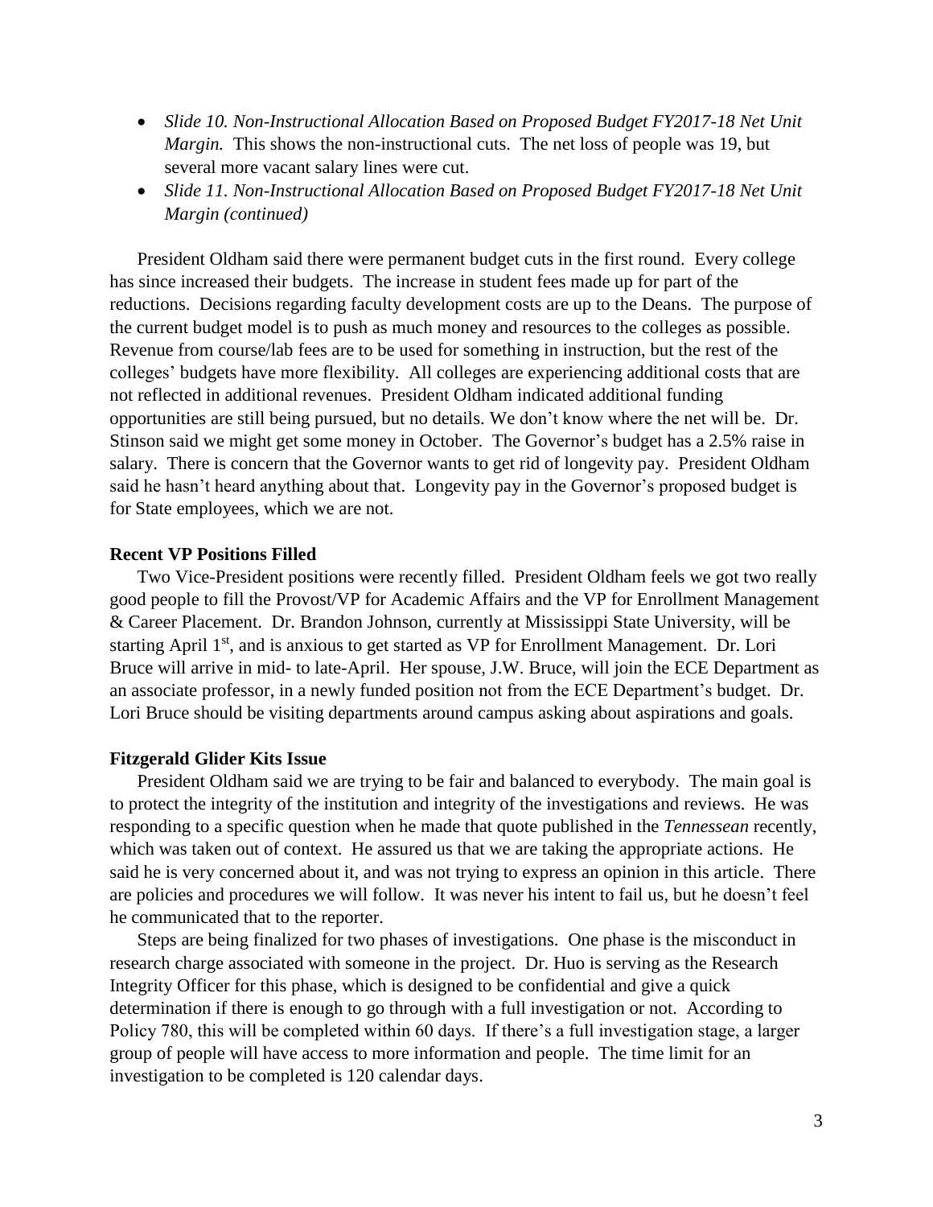- *Slide 10. Non-Instructional Allocation Based on Proposed Budget FY2017-18 Net Unit Margin.* This shows the non-instructional cuts. The net loss of people was 19, but several more vacant salary lines were cut.
- *Slide 11. Non-Instructional Allocation Based on Proposed Budget FY2017-18 Net Unit Margin (continued)*

President Oldham said there were permanent budget cuts in the first round. Every college has since increased their budgets. The increase in student fees made up for part of the reductions. Decisions regarding faculty development costs are up to the Deans. The purpose of the current budget model is to push as much money and resources to the colleges as possible. Revenue from course/lab fees are to be used for something in instruction, but the rest of the colleges' budgets have more flexibility. All colleges are experiencing additional costs that are not reflected in additional revenues. President Oldham indicated additional funding opportunities are still being pursued, but no details. We don't know where the net will be. Dr. Stinson said we might get some money in October. The Governor's budget has a 2.5% raise in salary. There is concern that the Governor wants to get rid of longevity pay. President Oldham said he hasn't heard anything about that. Longevity pay in the Governor's proposed budget is for State employees, which we are not.

**Recent VP Positions Filled**

Two Vice-President positions were recently filled. President Oldham feels we got two really good people to fill the Provost/VP for Academic Affairs and the VP for Enrollment Management & Career Placement. Dr. Brandon Johnson, currently at Mississippi State University, will be starting April 1st, and is anxious to get started as VP for Enrollment Management. Dr. Lori Bruce will arrive in mid- to late-April. Her spouse, J.W. Bruce, will join the ECE Department as an associate professor, in a newly funded position not from the ECE Department's budget. Dr. Lori Bruce should be visiting departments around campus asking about aspirations and goals.

**Fitzgerald Glider Kits Issue**

President Oldham said we are trying to be fair and balanced to everybody. The main goal is to protect the integrity of the institution and integrity of the investigations and reviews. He was responding to a specific question when he made that quote published in the *Tennessean* recently, which was taken out of context. He assured us that we are taking the appropriate actions. He said he is very concerned about it, and was not trying to express an opinion in this article. There are policies and procedures we will follow. It was never his intent to fail us, but he doesn't feel he communicated that to the reporter.

Steps are being finalized for two phases of investigations. One phase is the misconduct in research charge associated with someone in the project. Dr. Huo is serving as the Research Integrity Officer for this phase, which is designed to be confidential and give a quick determination if there is enough to go through with a full investigation or not. According to Policy 780, this will be completed within 60 days. If there's a full investigation stage, a larger group of people will have access to more information and people. The time limit for an investigation to be completed is 120 calendar days.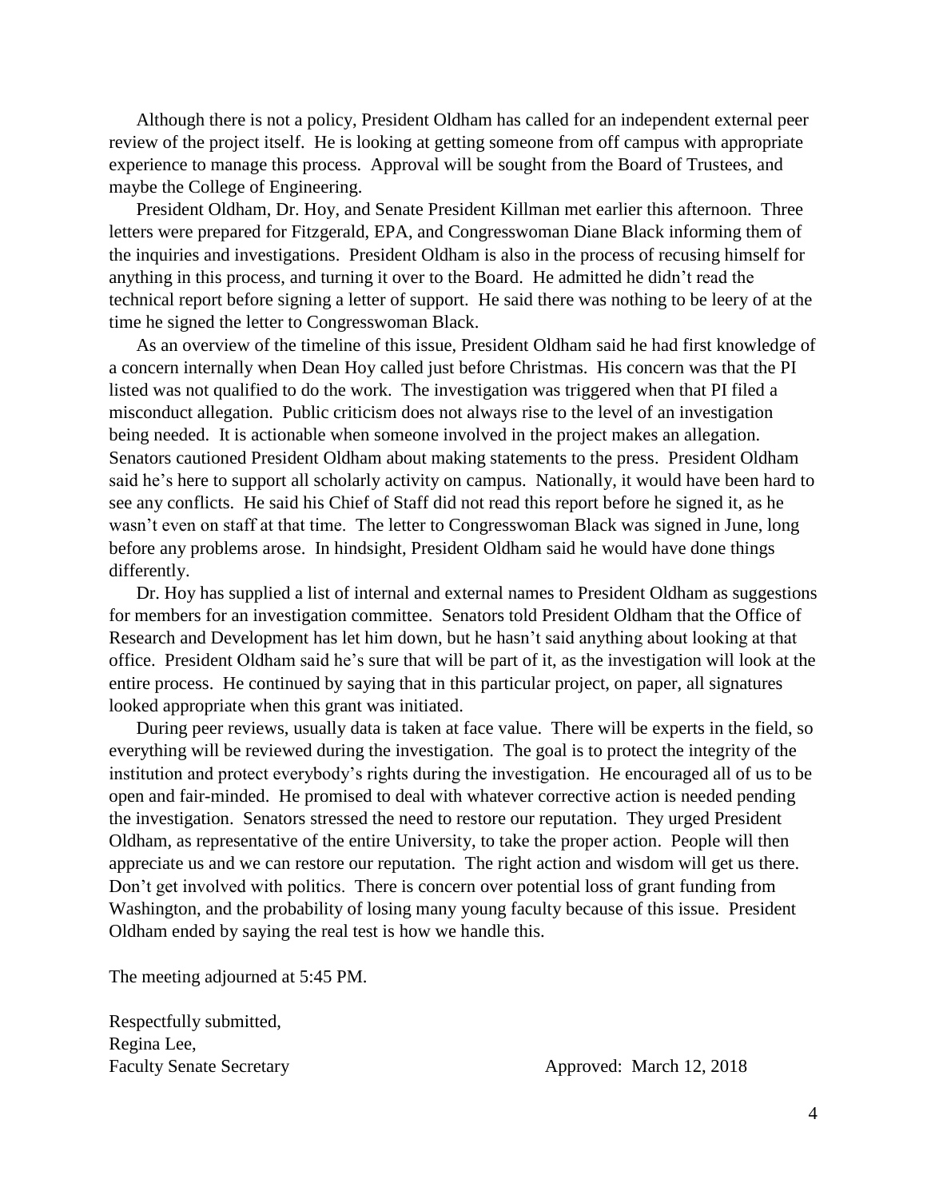Although there is not a policy, President Oldham has called for an independent external peer review of the project itself. He is looking at getting someone from off campus with appropriate experience to manage this process. Approval will be sought from the Board of Trustees, and maybe the College of Engineering.

President Oldham, Dr. Hoy, and Senate President Killman met earlier this afternoon. Three letters were prepared for Fitzgerald, EPA, and Congresswoman Diane Black informing them of the inquiries and investigations. President Oldham is also in the process of recusing himself for anything in this process, and turning it over to the Board. He admitted he didn't read the technical report before signing a letter of support. He said there was nothing to be leery of at the time he signed the letter to Congresswoman Black.

As an overview of the timeline of this issue, President Oldham said he had first knowledge of a concern internally when Dean Hoy called just before Christmas. His concern was that the PI listed was not qualified to do the work. The investigation was triggered when that PI filed a misconduct allegation. Public criticism does not always rise to the level of an investigation being needed. It is actionable when someone involved in the project makes an allegation. Senators cautioned President Oldham about making statements to the press. President Oldham said he's here to support all scholarly activity on campus. Nationally, it would have been hard to see any conflicts. He said his Chief of Staff did not read this report before he signed it, as he wasn't even on staff at that time. The letter to Congresswoman Black was signed in June, long before any problems arose. In hindsight, President Oldham said he would have done things differently.

Dr. Hoy has supplied a list of internal and external names to President Oldham as suggestions for members for an investigation committee. Senators told President Oldham that the Office of Research and Development has let him down, but he hasn't said anything about looking at that office. President Oldham said he's sure that will be part of it, as the investigation will look at the entire process. He continued by saying that in this particular project, on paper, all signatures looked appropriate when this grant was initiated.

During peer reviews, usually data is taken at face value. There will be experts in the field, so everything will be reviewed during the investigation. The goal is to protect the integrity of the institution and protect everybody's rights during the investigation. He encouraged all of us to be open and fair-minded. He promised to deal with whatever corrective action is needed pending the investigation. Senators stressed the need to restore our reputation. They urged President Oldham, as representative of the entire University, to take the proper action. People will then appreciate us and we can restore our reputation. The right action and wisdom will get us there. Don't get involved with politics. There is concern over potential loss of grant funding from Washington, and the probability of losing many young faculty because of this issue. President Oldham ended by saying the real test is how we handle this.

The meeting adjourned at 5:45 PM.

Respectfully submitted,  
Regina Lee,  
Faculty Senate Secretary

Approved: March 12, 2018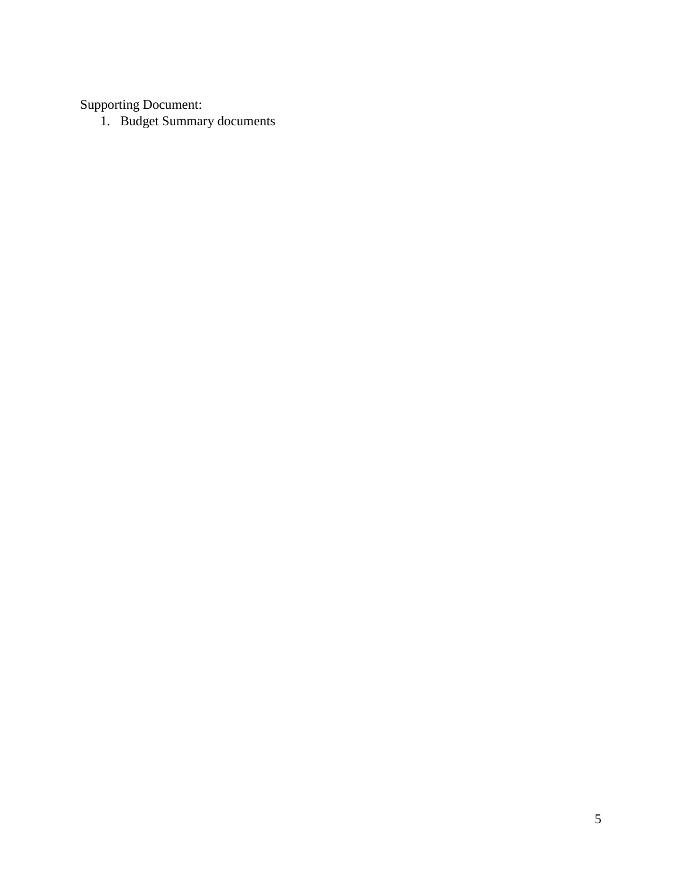Supporting Document:

1. Budget Summary documents